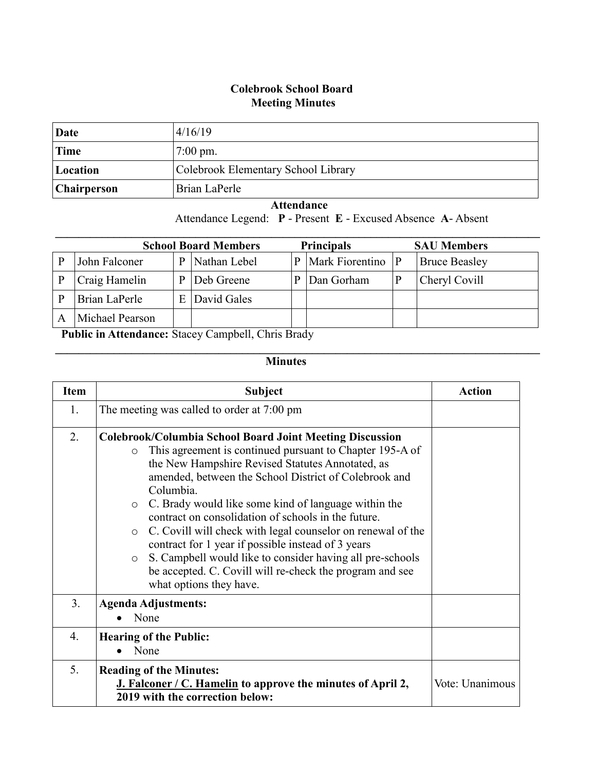**Colebrook School Board**
**Meeting Minutes**

| | |
|---|---|
| **Date** | 4/16/19 |
| **Time** | 7:00 pm. |
| **Location** | Colebrook Elementary School Library |
| **Chairperson** | Brian LaPerle |

**Attendance**

Attendance Legend: **P** - Present **E** - Excused Absence **A**- Absent

| School Board Members | | | | Principals | | SAU Members | |
|---|---|---|---|---|---|---|---|
| P | John Falconer | P | Nathan Lebel | P | Mark Fiorentino | P | Bruce Beasley |
| P | Craig Hamelin | P | Deb Greene | P | Dan Gorham | P | Cheryl Covill |
| P | Brian LaPerle | E | David Gales | | | | |
| A | Michael Pearson | | | | | | |

**Public in Attendance:** Stacey Campbell, Chris Brady

**Minutes**

| Item | Subject | Action |
|---|---|---|
| 1. | The meeting was called to order at 7:00 pm | |
| 2. | **Colebrook/Columbia School Board Joint Meeting Discussion**<br>o This agreement is continued pursuant to Chapter 195-A of the New Hampshire Revised Statutes Annotated, as amended, between the School District of Colebrook and Columbia.<br>o C. Brady would like some kind of language within the contract on consolidation of schools in the future.<br>o C. Covill will check with legal counselor on renewal of the contract for 1 year if possible instead of 3 years<br>o S. Campbell would like to consider having all pre-schools be accepted. C. Covill will re-check the program and see what options they have. | |
| 3. | **Agenda Adjustments:**<br>• None | |
| 4. | **Hearing of the Public:**<br>• None | |
| 5. | **Reading of the Minutes:**<br>**J. Falconer / C. Hamelin to approve the minutes of April 2, 2019 with the correction below:** | Vote: Unanimous |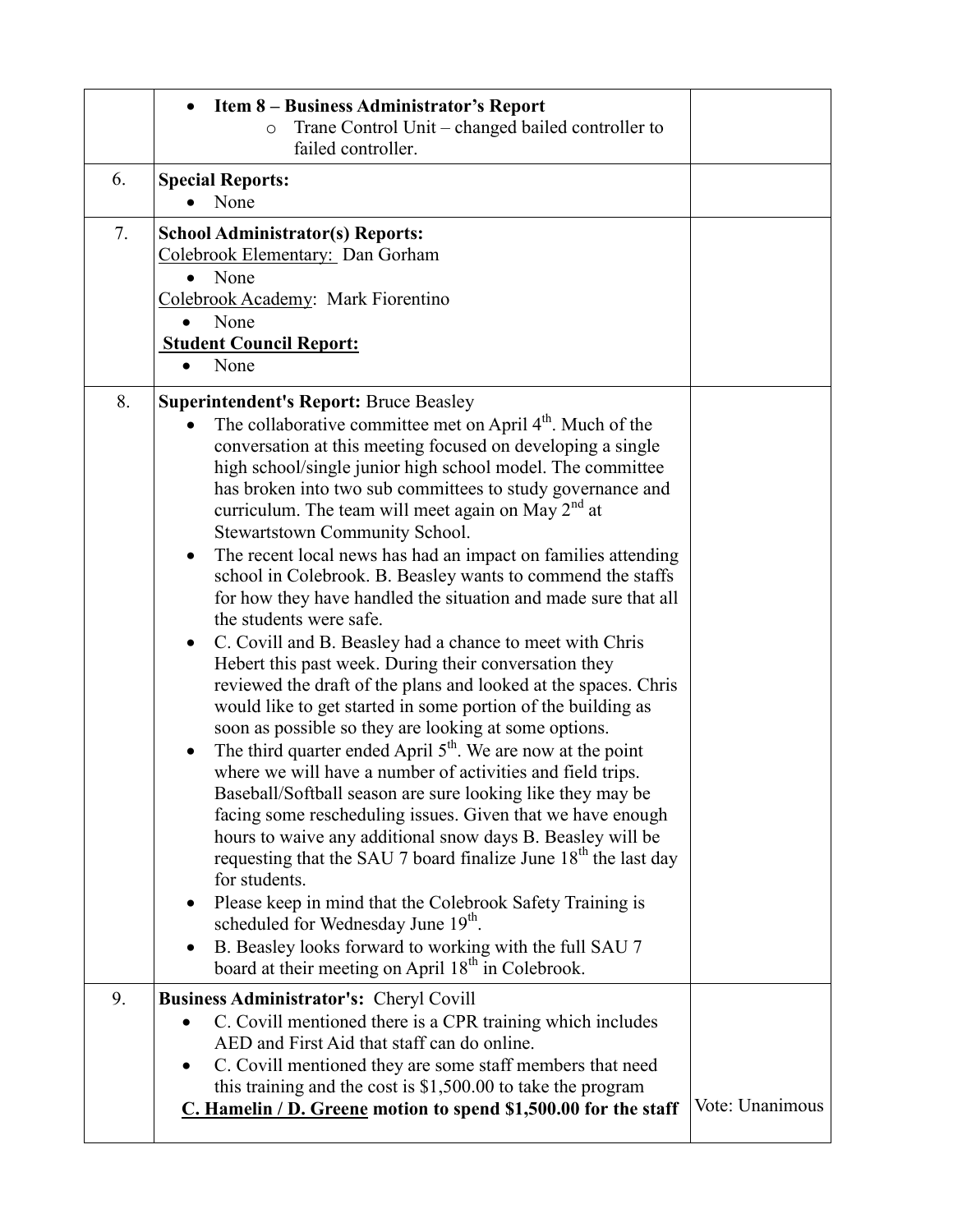|  |  |  |
| --- | --- | --- |
|  | • **Item 8 – Business Administrator's Report**<br>  ○ Trane Control Unit – changed bailed controller to failed controller. |  |
| 6. | **Special Reports:**<br>• None |  |
| 7. | **School Administrator(s) Reports:**<br>Colebrook Elementary: Dan Gorham<br>• None<br>Colebrook Academy: Mark Fiorentino<br>• None<br>**Student Council Report:**<br>• None |  |
| 8. | **Superintendent's Report:** Bruce Beasley<br>• The collaborative committee met on April 4th. Much of the conversation at this meeting focused on developing a single high school/single junior high school model. The committee has broken into two sub committees to study governance and curriculum. The team will meet again on May 2nd at Stewartstown Community School.<br>• The recent local news has had an impact on families attending school in Colebrook. B. Beasley wants to commend the staffs for how they have handled the situation and made sure that all the students were safe.<br>• C. Covill and B. Beasley had a chance to meet with Chris Hebert this past week. During their conversation they reviewed the draft of the plans and looked at the spaces. Chris would like to get started in some portion of the building as soon as possible so they are looking at some options.<br>• The third quarter ended April 5th. We are now at the point where we will have a number of activities and field trips. Baseball/Softball season are sure looking like they may be facing some rescheduling issues. Given that we have enough hours to waive any additional snow days B. Beasley will be requesting that the SAU 7 board finalize June 18th the last day for students.<br>• Please keep in mind that the Colebrook Safety Training is scheduled for Wednesday June 19th.<br>• B. Beasley looks forward to working with the full SAU 7 board at their meeting on April 18th in Colebrook. |  |
| 9. | **Business Administrator's:** Cheryl Covill<br>• C. Covill mentioned there is a CPR training which includes AED and First Aid that staff can do online.<br>• C. Covill mentioned they are some staff members that need this training and the cost is $1,500.00 to take the program<br>**<u>C. Hamelin / D. Greene</u> motion to spend $1,500.00 for the staff** | Vote: Unanimous |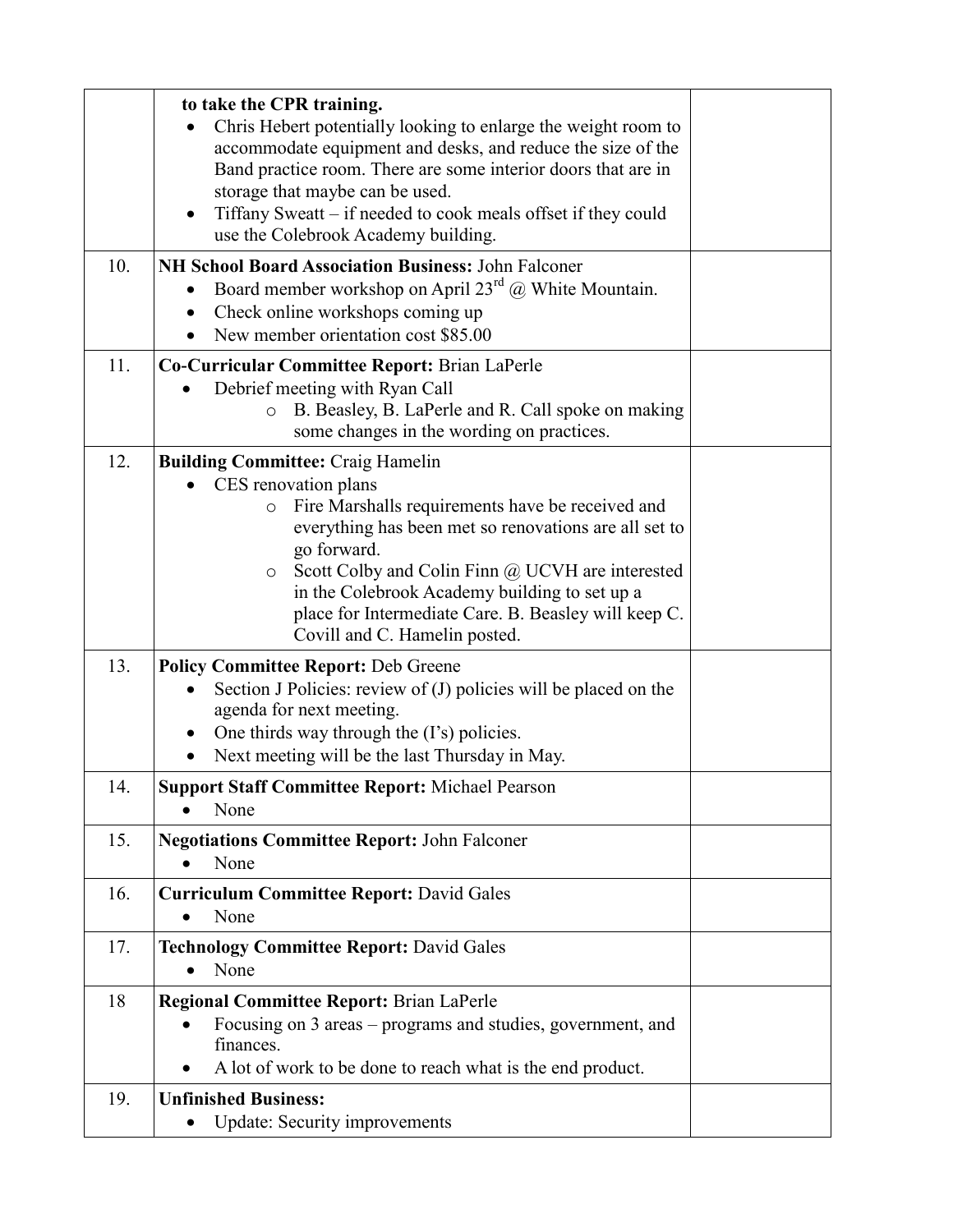| | | |
|---|---|---|
| | **to take the CPR training.**<br>• Chris Hebert potentially looking to enlarge the weight room to accommodate equipment and desks, and reduce the size of the Band practice room. There are some interior doors that are in storage that maybe can be used.<br>• Tiffany Sweatt – if needed to cook meals offset if they could use the Colebrook Academy building. | |
| 10. | **NH School Board Association Business:** John Falconer<br>• Board member workshop on April 23rd @ White Mountain.<br>• Check online workshops coming up<br>• New member orientation cost $85.00 | |
| 11. | **Co-Curricular Committee Report:** Brian LaPerle<br>• Debrief meeting with Ryan Call<br>  o B. Beasley, B. LaPerle and R. Call spoke on making some changes in the wording on practices. | |
| 12. | **Building Committee:** Craig Hamelin<br>• CES renovation plans<br>  o Fire Marshalls requirements have be received and everything has been met so renovations are all set to go forward.<br>  o Scott Colby and Colin Finn @ UCVH are interested in the Colebrook Academy building to set up a place for Intermediate Care. B. Beasley will keep C. Covill and C. Hamelin posted. | |
| 13. | **Policy Committee Report:** Deb Greene<br>• Section J Policies: review of (J) policies will be placed on the agenda for next meeting.<br>• One thirds way through the (I's) policies.<br>• Next meeting will be the last Thursday in May. | |
| 14. | **Support Staff Committee Report:** Michael Pearson<br>• None | |
| 15. | **Negotiations Committee Report:** John Falconer<br>• None | |
| 16. | **Curriculum Committee Report:** David Gales<br>• None | |
| 17. | **Technology Committee Report:** David Gales<br>• None | |
| 18 | **Regional Committee Report:** Brian LaPerle<br>• Focusing on 3 areas – programs and studies, government, and finances.<br>• A lot of work to be done to reach what is the end product. | |
| 19. | **Unfinished Business:**<br>• Update: Security improvements | |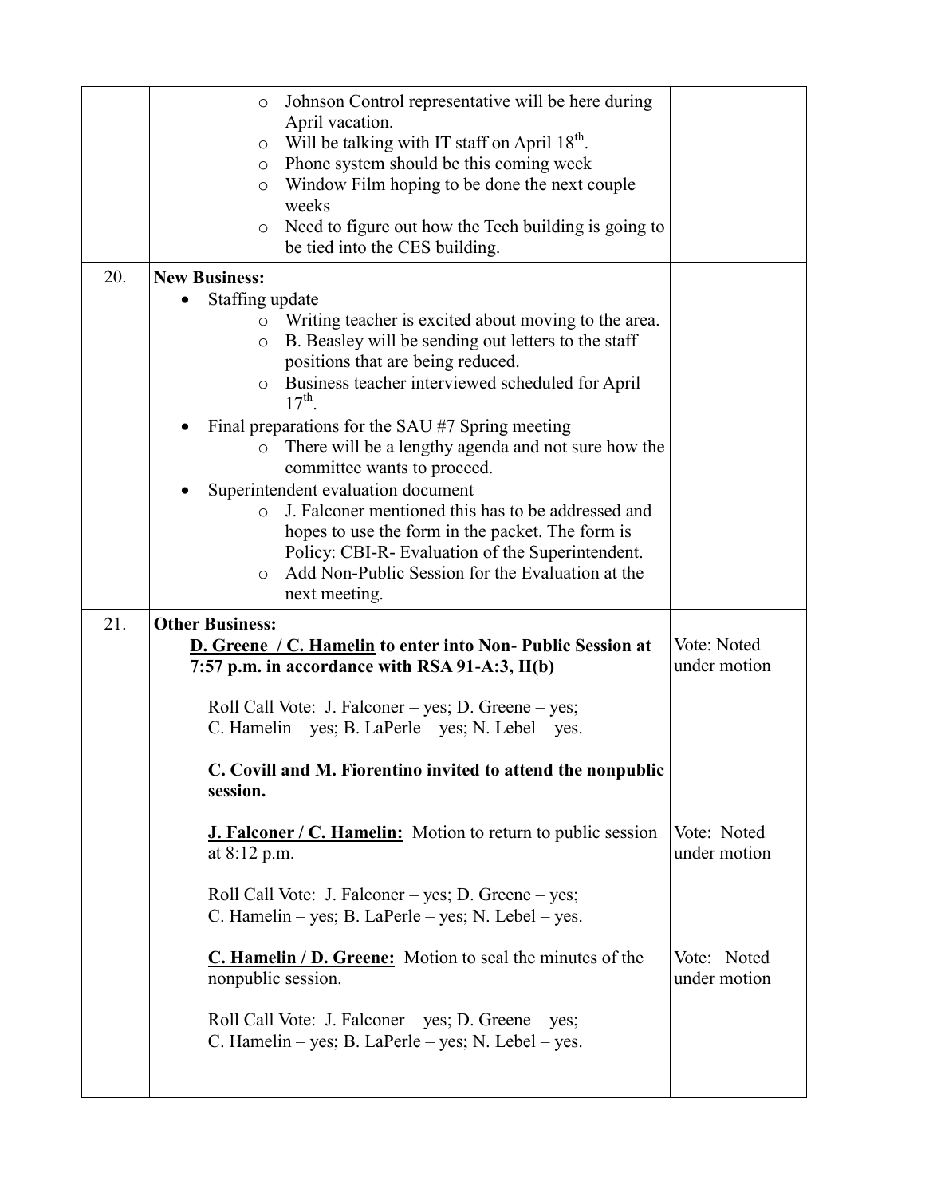| | | |
|---|---|---|
| | <ul><li>Johnson Control representative will be here during April vacation.</li><li>Will be talking with IT staff on April 18th.</li><li>Phone system should be this coming week</li><li>Window Film hoping to be done the next couple weeks</li><li>Need to figure out how the Tech building is going to be tied into the CES building.</li></ul> | |
| 20. | **New Business:**<ul><li>Staffing update<ul><li>Writing teacher is excited about moving to the area.</li><li>B. Beasley will be sending out letters to the staff positions that are being reduced.</li><li>Business teacher interviewed scheduled for April 17th.</li></ul></li><li>Final preparations for the SAU #7 Spring meeting<ul><li>There will be a lengthy agenda and not sure how the committee wants to proceed.</li></ul></li><li>Superintendent evaluation document<ul><li>J. Falconer mentioned this has to be addressed and hopes to use the form in the packet. The form is Policy: CBI-R- Evaluation of the Superintendent.</li><li>Add Non-Public Session for the Evaluation at the next meeting.</li></ul></li></ul> | |
| 21. | **Other Business:**<br>**<u>D. Greene / C. Hamelin</u> to enter into Non- Public Session at 7:57 p.m. in accordance with RSA 91-A:3, II(b)**<br><br>Roll Call Vote: J. Falconer – yes; D. Greene – yes; C. Hamelin – yes; B. LaPerle – yes; N. Lebel – yes.<br><br>**C. Covill and M. Fiorentino invited to attend the nonpublic session.** | Vote: Noted under motion |
| | **<u>J. Falconer / C. Hamelin:</u>** Motion to return to public session at 8:12 p.m.<br><br>Roll Call Vote: J. Falconer – yes; D. Greene – yes; C. Hamelin – yes; B. LaPerle – yes; N. Lebel – yes. | Vote: Noted under motion |
| | **<u>C. Hamelin / D. Greene:</u>** Motion to seal the minutes of the nonpublic session.<br><br>Roll Call Vote: J. Falconer – yes; D. Greene – yes; C. Hamelin – yes; B. LaPerle – yes; N. Lebel – yes. | Vote: Noted under motion |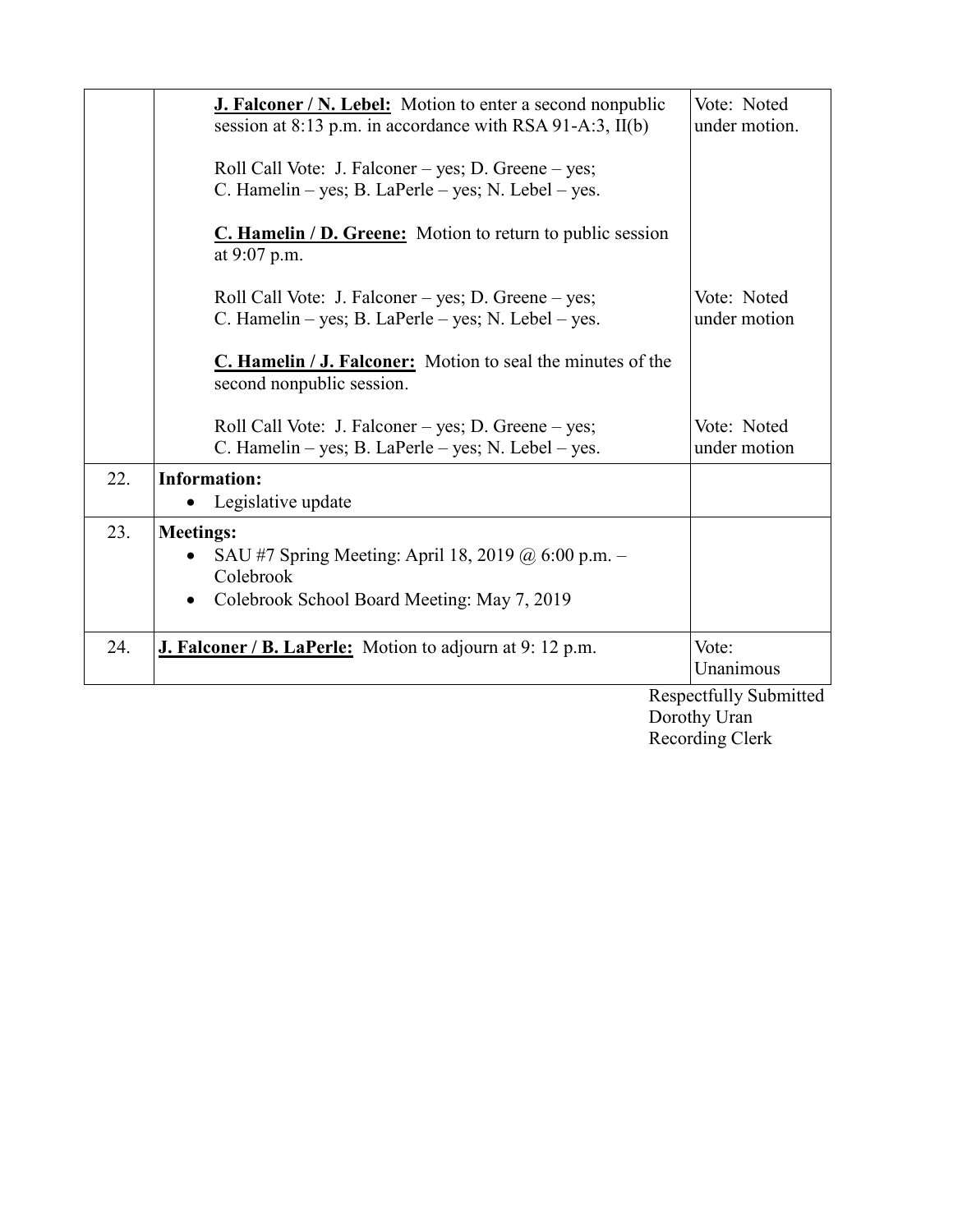| | | |
|---|---|---|
| | **J. Falconer / N. Lebel:** Motion to enter a second nonpublic session at 8:13 p.m. in accordance with RSA 91-A:3, II(b)<br><br>Roll Call Vote: J. Falconer – yes; D. Greene – yes; C. Hamelin – yes; B. LaPerle – yes; N. Lebel – yes.<br><br>**C. Hamelin / D. Greene:** Motion to return to public session at 9:07 p.m.<br><br>Roll Call Vote: J. Falconer – yes; D. Greene – yes; C. Hamelin – yes; B. LaPerle – yes; N. Lebel – yes.<br><br>**C. Hamelin / J. Falconer:** Motion to seal the minutes of the second nonpublic session.<br><br>Roll Call Vote: J. Falconer – yes; D. Greene – yes; C. Hamelin – yes; B. LaPerle – yes; N. Lebel – yes. | Vote: Noted under motion.<br><br>Vote: Noted under motion<br><br>Vote: Noted under motion |
| 22. | **Information:**<br>• Legislative update | |
| 23. | **Meetings:**<br>• SAU #7 Spring Meeting: April 18, 2019 @ 6:00 p.m. – Colebrook<br>• Colebrook School Board Meeting: May 7, 2019 | |
| 24. | **J. Falconer / B. LaPerle:** Motion to adjourn at 9: 12 p.m. | Vote: Unanimous |

Respectfully Submitted
Dorothy Uran
Recording Clerk